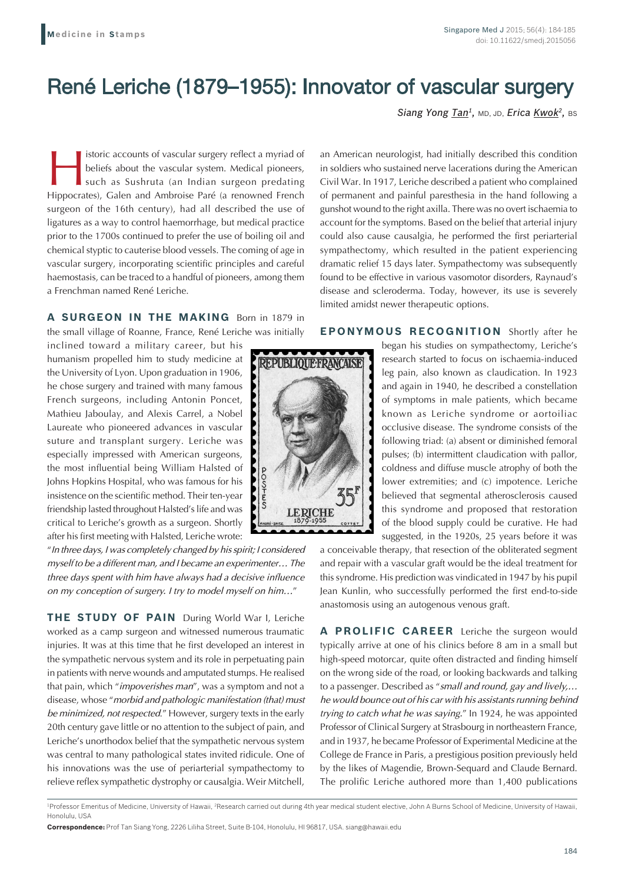# René Leriche (1879–1955): Innovator of vascular surgery

*Siang Yong Tan*[1], MD, JD, *Erica Kwok*[2], BS

Historic accounts of vascular surgery reflect a myriad of beliefs about the vascular system. Medical pioneers, such as Sushruta (an Indian surgeon predating Hippocrates), Galen and Ambroise Paré (a renowned French surgeon of the 16th century), had all described the use of ligatures as a way to control haemorrhage, but medical practice prior to the 1700s continued to prefer the use of boiling oil and chemical styptic to cauterise blood vessels. The coming of age in vascular surgery, incorporating scientific principles and careful haemostasis, can be traced to a handful of pioneers, among them a Frenchman named René Leriche.

**A SURGEON IN THE MAKING** Born in 1879 in the small village of Roanne, France, René Leriche was initially inclined toward a military career, but his humanism propelled him to study medicine at the University of Lyon. Upon graduation in 1906, he chose surgery and trained with many famous French surgeons, including Antonin Poncet, Mathieu Jaboulay, and Alexis Carrel, a Nobel Laureate who pioneered advances in vascular suture and transplant surgery. Leriche was especially impressed with American surgeons, the most influential being William Halsted of Johns Hopkins Hospital, who was famous for his insistence on the scientific method. Their ten-year friendship lasted throughout Halsted's life and was critical to Leriche's growth as a surgeon. Shortly after his first meeting with Halsted, Leriche wrote:

"*In three days, I was completely changed by his spirit; I considered myself to be a different man, and I became an experimenter… The three days spent with him have always had a decisive influence on my conception of surgery. I try to model myself on him…*"

**THE STUDY OF PAIN** During World War I, Leriche worked as a camp surgeon and witnessed numerous traumatic injuries. It was at this time that he first developed an interest in the sympathetic nervous system and its role in perpetuating pain in patients with nerve wounds and amputated stumps. He realised that pain, which "*impoverishes man*", was a symptom and not a disease, whose "*morbid and pathologic manifestation (that) must be minimized, not respected.*" However, surgery texts in the early 20th century gave little or no attention to the subject of pain, and Leriche's unorthodox belief that the sympathetic nervous system was central to many pathological states invited ridicule. One of his innovations was the use of periarterial sympathectomy to relieve reflex sympathetic dystrophy or causalgia. Weir Mitchell, an American neurologist, had initially described this condition in soldiers who sustained nerve lacerations during the American Civil War. In 1917, Leriche described a patient who complained of permanent and painful paresthesia in the hand following a gunshot wound to the right axilla. There was no overt ischaemia to account for the symptoms. Based on the belief that arterial injury could also cause causalgia, he performed the first periarterial sympathectomy, which resulted in the patient experiencing dramatic relief 15 days later. Sympathectomy was subsequently found to be effective in various vasomotor disorders, Raynaud's disease and scleroderma. Today, however, its use is severely limited amidst newer therapeutic options.

**EPONYMOUS RECOGNITION** Shortly after he began his studies on sympathectomy, Leriche's research started to focus on ischaemia-induced leg pain, also known as claudication. In 1923 and again in 1940, he described a constellation of symptoms in male patients, which became known as Leriche syndrome or aortoiliac occlusive disease. The syndrome consists of the following triad: (a) absent or diminished femoral pulses; (b) intermittent claudication with pallor, coldness and diffuse muscle atrophy of both the lower extremities; and (c) impotence. Leriche believed that segmental atherosclerosis caused this syndrome and proposed that restoration of the blood supply could be curative. He had suggested, in the 1920s, 25 years before it was a conceivable therapy, that resection of the obliterated segment and repair with a vascular graft would be the ideal treatment for this syndrome. His prediction was vindicated in 1947 by his pupil Jean Kunlin, who successfully performed the first end-to-side anastomosis using an autogenous venous graft.

**A PROLIFIC CAREER** Leriche the surgeon would typically arrive at one of his clinics before 8 am in a small but high-speed motorcar, quite often distracted and finding himself on the wrong side of the road, or looking backwards and talking to a passenger. Described as "*small and round, gay and lively,… he would bounce out of his car with his assistants running behind trying to catch what he was saying.*" In 1924, he was appointed Professor of Clinical Surgery at Strasbourg in northeastern France, and in 1937, he became Professor of Experimental Medicine at the College de France in Paris, a prestigious position previously held by the likes of Magendie, Brown-Sequard and Claude Bernard. The prolific Leriche authored more than 1,400 publications

[1]Professor Emeritus of Medicine, University of Hawaii, [2]Research carried out during 4th year medical student elective, John A Burns School of Medicine, University of Hawaii, Honolulu, USA

**Correspondence:** Prof Tan Siang Yong, 2226 Liliha Street, Suite B-104, Honolulu, HI 96817, USA. siang@hawaii.edu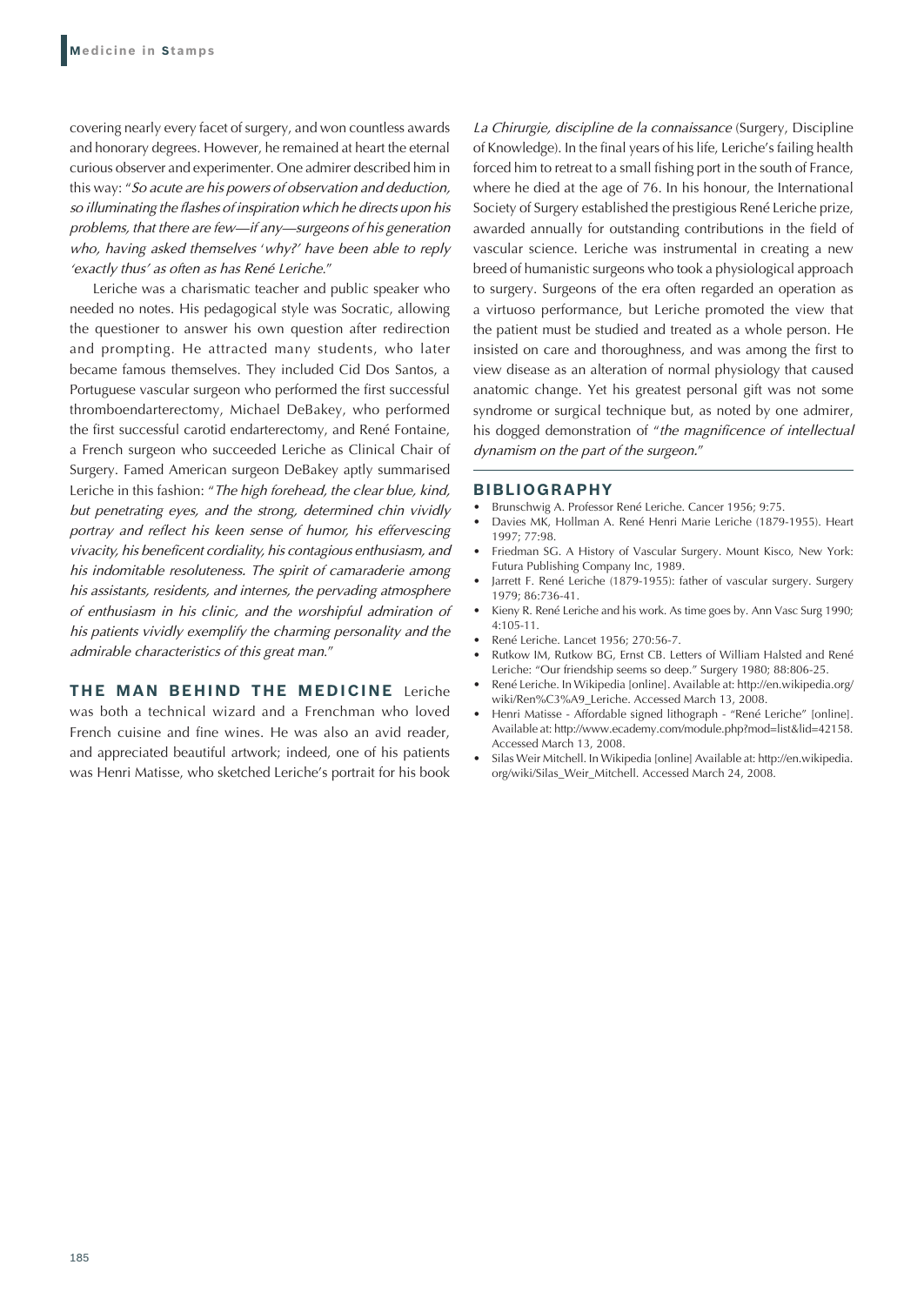covering nearly every facet of surgery, and won countless awards and honorary degrees. However, he remained at heart the eternal curious observer and experimenter. One admirer described him in this way: "*So acute are his powers of observation and deduction, so illuminating the flashes of inspiration which he directs upon his problems, that there are few—if any—surgeons of his generation who, having asked themselves 'why?' have been able to reply 'exactly thus' as often as has René Leriche.*"

Leriche was a charismatic teacher and public speaker who needed no notes. His pedagogical style was Socratic, allowing the questioner to answer his own question after redirection and prompting. He attracted many students, who later became famous themselves. They included Cid Dos Santos, a Portuguese vascular surgeon who performed the first successful thromboendarterectomy, Michael DeBakey, who performed the first successful carotid endarterectomy, and René Fontaine, a French surgeon who succeeded Leriche as Clinical Chair of Surgery. Famed American surgeon DeBakey aptly summarised Leriche in this fashion: "*The high forehead, the clear blue, kind, but penetrating eyes, and the strong, determined chin vividly portray and reflect his keen sense of humor, his effervescing vivacity, his beneficent cordiality, his contagious enthusiasm, and his indomitable resoluteness. The spirit of camaraderie among his assistants, residents, and internes, the pervading atmosphere of enthusiasm in his clinic, and the worshipful admiration of his patients vividly exemplify the charming personality and the admirable characteristics of this great man.*"

**THE MAN BEHIND THE MEDICINE** Leriche was both a technical wizard and a Frenchman who loved French cuisine and fine wines. He was also an avid reader, and appreciated beautiful artwork; indeed, one of his patients was Henri Matisse, who sketched Leriche's portrait for his book *La Chirurgie, discipline de la connaissance* (Surgery, Discipline of Knowledge). In the final years of his life, Leriche's failing health forced him to retreat to a small fishing port in the south of France, where he died at the age of 76. In his honour, the International Society of Surgery established the prestigious René Leriche prize, awarded annually for outstanding contributions in the field of vascular science. Leriche was instrumental in creating a new breed of humanistic surgeons who took a physiological approach to surgery. Surgeons of the era often regarded an operation as a virtuoso performance, but Leriche promoted the view that the patient must be studied and treated as a whole person. He insisted on care and thoroughness, and was among the first to view disease as an alteration of normal physiology that caused anatomic change. Yet his greatest personal gift was not some syndrome or surgical technique but, as noted by one admirer, his dogged demonstration of "*the magnificence of intellectual dynamism on the part of the surgeon.*"

## BIBLIOGRAPHY

- Brunschwig A. Professor René Leriche. Cancer 1956; 9:75.
- Davies MK, Hollman A. René Henri Marie Leriche (1879-1955). Heart 1997; 77:98.
- Friedman SG. A History of Vascular Surgery. Mount Kisco, New York: Futura Publishing Company Inc, 1989.
- Jarrett F. René Leriche (1879-1955): father of vascular surgery. Surgery 1979; 86:736-41.
- Kieny R. René Leriche and his work. As time goes by. Ann Vasc Surg 1990; 4:105-11.
- René Leriche. Lancet 1956; 270:56-7.
- Rutkow IM, Rutkow BG, Ernst CB. Letters of William Halsted and René Leriche: "Our friendship seems so deep." Surgery 1980; 88:806-25.
- René Leriche. In Wikipedia [online]. Available at: http://en.wikipedia.org/wiki/Ren%C3%A9_Leriche. Accessed March 13, 2008.
- Henri Matisse - Affordable signed lithograph - "René Leriche" [online]. Available at: http://www.ecademy.com/module.php?mod=list&lid=42158. Accessed March 13, 2008.
- Silas Weir Mitchell. In Wikipedia [online] Available at: http://en.wikipedia.org/wiki/Silas_Weir_Mitchell. Accessed March 24, 2008.